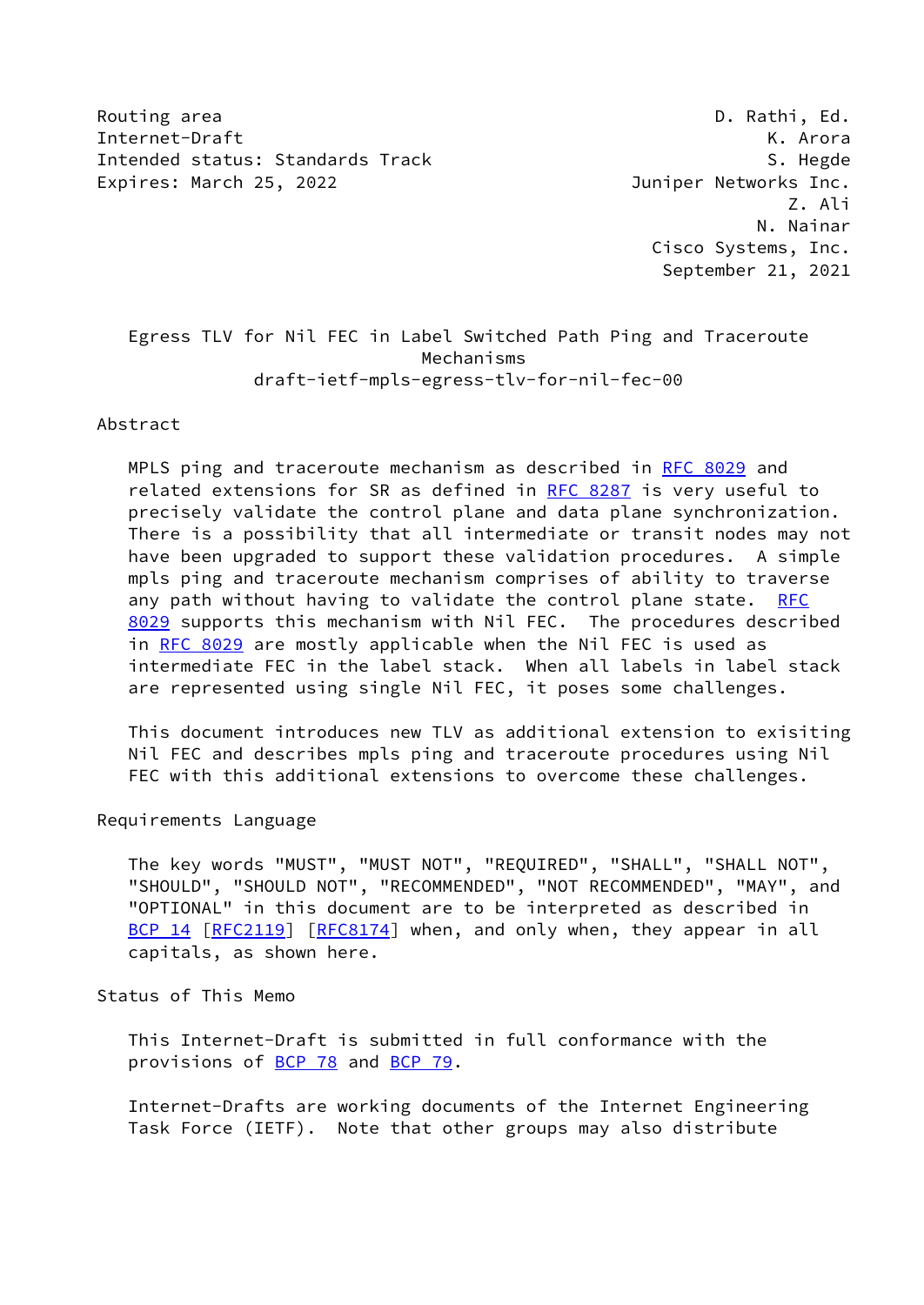Routing area D. Rathi, Ed.
Internet-Draft K. Arora
Intended status: Standards Track S. Hegde
Expires: March 25, 2022 Juniper Networks Inc.
Z. Ali
N. Nainar
Cisco Systems, Inc.
September 21, 2021

# Egress TLV for Nil FEC in Label Switched Path Ping and Traceroute Mechanisms
draft-ietf-mpls-egress-tlv-for-nil-fec-00

## Abstract

MPLS ping and traceroute mechanism as described in RFC 8029 and related extensions for SR as defined in RFC 8287 is very useful to precisely validate the control plane and data plane synchronization. There is a possibility that all intermediate or transit nodes may not have been upgraded to support these validation procedures. A simple mpls ping and traceroute mechanism comprises of ability to traverse any path without having to validate the control plane state. RFC 8029 supports this mechanism with Nil FEC. The procedures described in RFC 8029 are mostly applicable when the Nil FEC is used as intermediate FEC in the label stack. When all labels in label stack are represented using single Nil FEC, it poses some challenges.

This document introduces new TLV as additional extension to exisiting Nil FEC and describes mpls ping and traceroute procedures using Nil FEC with this additional extensions to overcome these challenges.

## Requirements Language

The key words "MUST", "MUST NOT", "REQUIRED", "SHALL", "SHALL NOT", "SHOULD", "SHOULD NOT", "RECOMMENDED", "NOT RECOMMENDED", "MAY", and "OPTIONAL" in this document are to be interpreted as described in BCP 14 [RFC2119] [RFC8174] when, and only when, they appear in all capitals, as shown here.

## Status of This Memo

This Internet-Draft is submitted in full conformance with the provisions of BCP 78 and BCP 79.

Internet-Drafts are working documents of the Internet Engineering Task Force (IETF). Note that other groups may also distribute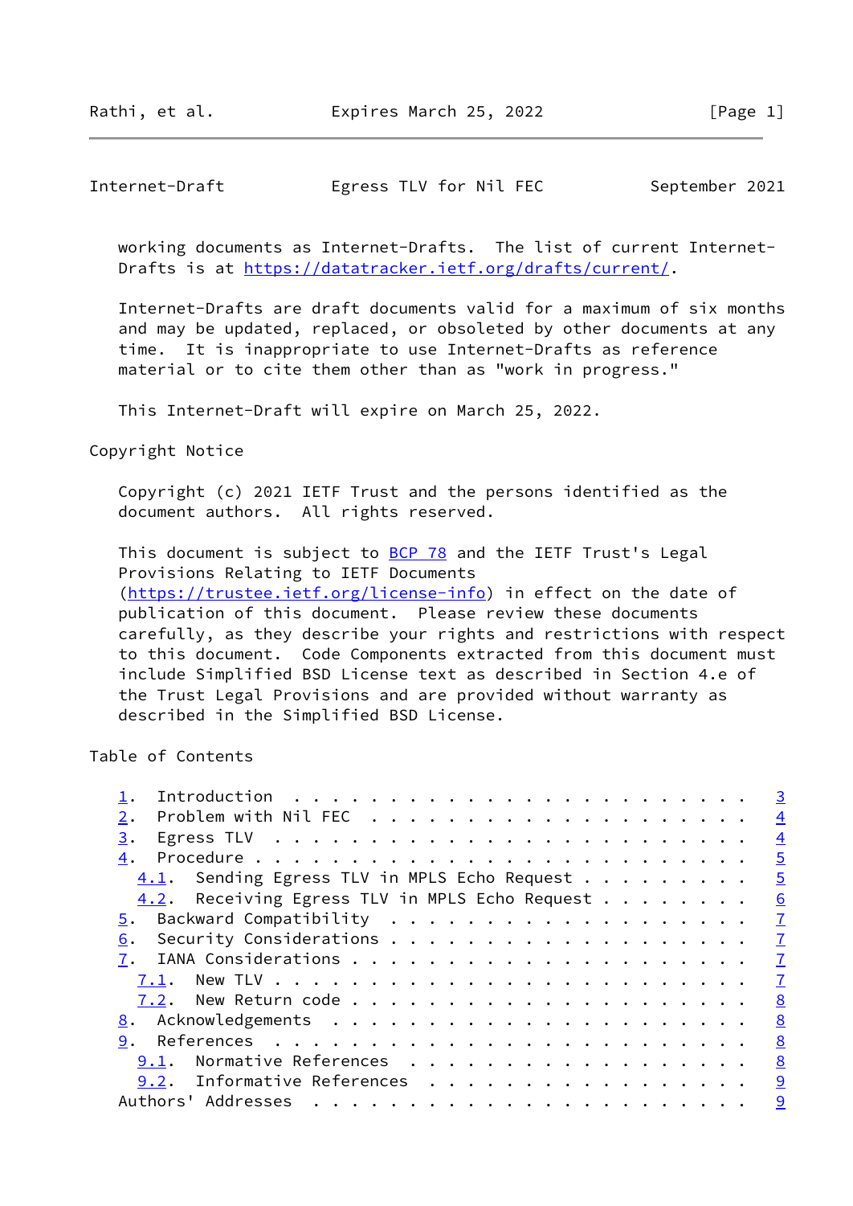working documents as Internet-Drafts. The list of current Internet-Drafts is at https://datatracker.ietf.org/drafts/current/.

Internet-Drafts are draft documents valid for a maximum of six months and may be updated, replaced, or obsoleted by other documents at any time. It is inappropriate to use Internet-Drafts as reference material or to cite them other than as "work in progress."

This Internet-Draft will expire on March 25, 2022.

## Copyright Notice

Copyright (c) 2021 IETF Trust and the persons identified as the document authors. All rights reserved.

This document is subject to BCP 78 and the IETF Trust's Legal Provisions Relating to IETF Documents (https://trustee.ietf.org/license-info) in effect on the date of publication of this document. Please review these documents carefully, as they describe your rights and restrictions with respect to this document. Code Components extracted from this document must include Simplified BSD License text as described in Section 4.e of the Trust Legal Provisions and are provided without warranty as described in the Simplified BSD License.

## Table of Contents

- 1. Introduction . . . 3
- 2. Problem with Nil FEC . . . 4
- 3. Egress TLV . . . 4
- 4. Procedure . . . 5
  - 4.1. Sending Egress TLV in MPLS Echo Request . . . 5
  - 4.2. Receiving Egress TLV in MPLS Echo Request . . . 6
- 5. Backward Compatibility . . . 7
- 6. Security Considerations . . . 7
- 7. IANA Considerations . . . 7
  - 7.1. New TLV . . . 7
  - 7.2. New Return code . . . 8
- 8. Acknowledgements . . . 8
- 9. References . . . 8
  - 9.1. Normative References . . . 8
  - 9.2. Informative References . . . 9
- Authors' Addresses . . . 9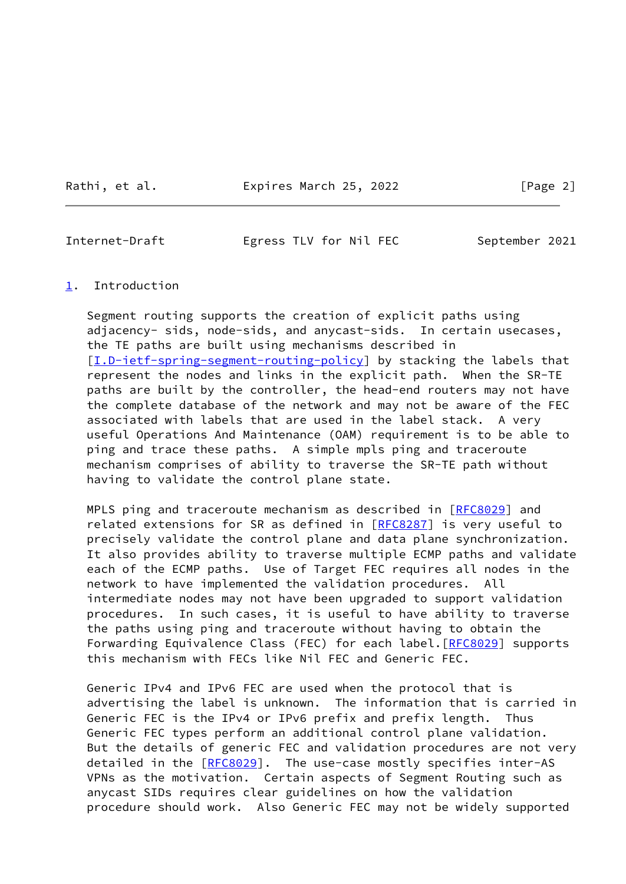## 1. Introduction

Segment routing supports the creation of explicit paths using adjacency- sids, node-sids, and anycast-sids. In certain usecases, the TE paths are built using mechanisms described in [I.D-ietf-spring-segment-routing-policy] by stacking the labels that represent the nodes and links in the explicit path. When the SR-TE paths are built by the controller, the head-end routers may not have the complete database of the network and may not be aware of the FEC associated with labels that are used in the label stack. A very useful Operations And Maintenance (OAM) requirement is to be able to ping and trace these paths. A simple mpls ping and traceroute mechanism comprises of ability to traverse the SR-TE path without having to validate the control plane state.

MPLS ping and traceroute mechanism as described in [RFC8029] and related extensions for SR as defined in [RFC8287] is very useful to precisely validate the control plane and data plane synchronization. It also provides ability to traverse multiple ECMP paths and validate each of the ECMP paths. Use of Target FEC requires all nodes in the network to have implemented the validation procedures. All intermediate nodes may not have been upgraded to support validation procedures. In such cases, it is useful to have ability to traverse the paths using ping and traceroute without having to obtain the Forwarding Equivalence Class (FEC) for each label.[RFC8029] supports this mechanism with FECs like Nil FEC and Generic FEC.

Generic IPv4 and IPv6 FEC are used when the protocol that is advertising the label is unknown. The information that is carried in Generic FEC is the IPv4 or IPv6 prefix and prefix length. Thus Generic FEC types perform an additional control plane validation. But the details of generic FEC and validation procedures are not very detailed in the [RFC8029]. The use-case mostly specifies inter-AS VPNs as the motivation. Certain aspects of Segment Routing such as anycast SIDs requires clear guidelines on how the validation procedure should work. Also Generic FEC may not be widely supported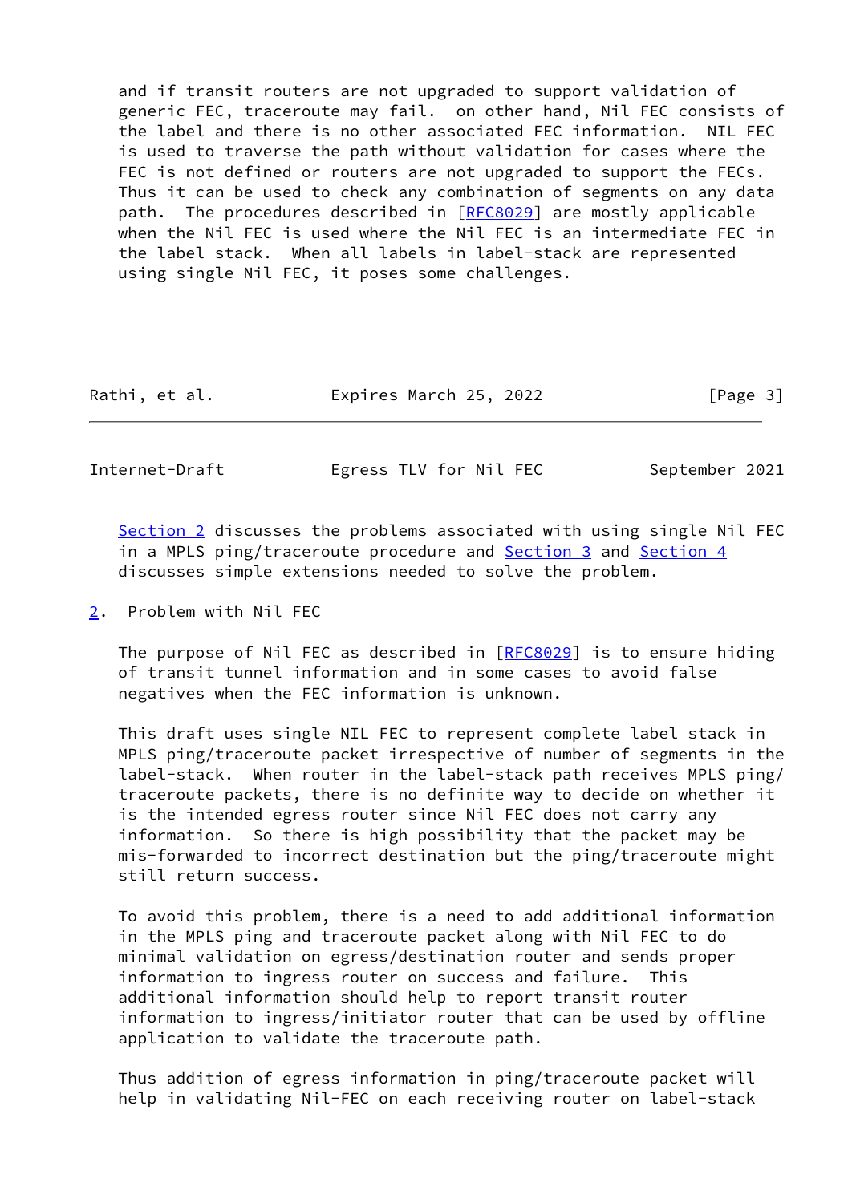and if transit routers are not upgraded to support validation of generic FEC, traceroute may fail. on other hand, Nil FEC consists of the label and there is no other associated FEC information. NIL FEC is used to traverse the path without validation for cases where the FEC is not defined or routers are not upgraded to support the FECs. Thus it can be used to check any combination of segments on any data path. The procedures described in [RFC8029] are mostly applicable when the Nil FEC is used where the Nil FEC is an intermediate FEC in the label stack. When all labels in label-stack are represented using single Nil FEC, it poses some challenges.

Section 2 discusses the problems associated with using single Nil FEC in a MPLS ping/traceroute procedure and Section 3 and Section 4 discusses simple extensions needed to solve the problem.

## 2. Problem with Nil FEC

The purpose of Nil FEC as described in [RFC8029] is to ensure hiding of transit tunnel information and in some cases to avoid false negatives when the FEC information is unknown.

This draft uses single NIL FEC to represent complete label stack in MPLS ping/traceroute packet irrespective of number of segments in the label-stack. When router in the label-stack path receives MPLS ping/traceroute packets, there is no definite way to decide on whether it is the intended egress router since Nil FEC does not carry any information. So there is high possibility that the packet may be mis-forwarded to incorrect destination but the ping/traceroute might still return success.

To avoid this problem, there is a need to add additional information in the MPLS ping and traceroute packet along with Nil FEC to do minimal validation on egress/destination router and sends proper information to ingress router on success and failure. This additional information should help to report transit router information to ingress/initiator router that can be used by offline application to validate the traceroute path.

Thus addition of egress information in ping/traceroute packet will help in validating Nil-FEC on each receiving router on label-stack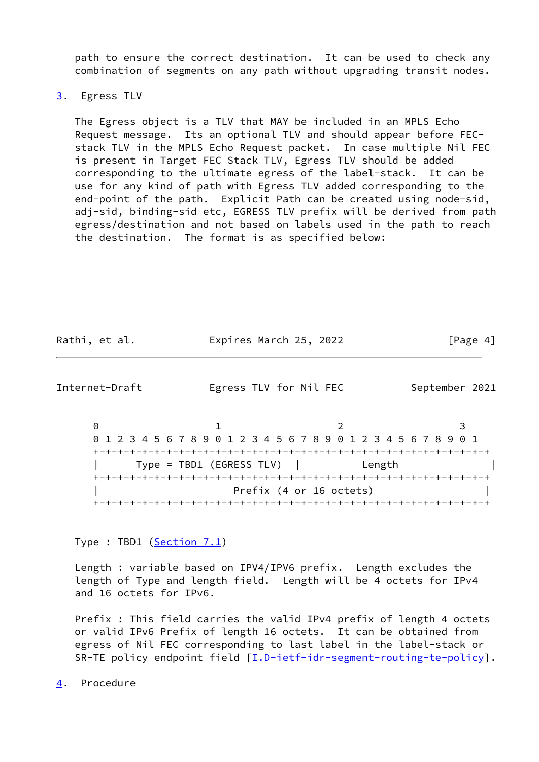path to ensure the correct destination. It can be used to check any combination of segments on any path without upgrading transit nodes.

## 3. Egress TLV

The Egress object is a TLV that MAY be included in an MPLS Echo Request message. Its an optional TLV and should appear before FEC-stack TLV in the MPLS Echo Request packet. In case multiple Nil FEC is present in Target FEC Stack TLV, Egress TLV should be added corresponding to the ultimate egress of the label-stack. It can be use for any kind of path with Egress TLV added corresponding to the end-point of the path. Explicit Path can be created using node-sid, adj-sid, binding-sid etc, EGRESS TLV prefix will be derived from path egress/destination and not based on labels used in the path to reach the destination. The format is as specified below:

```
 0                   1                   2                   3
 0 1 2 3 4 5 6 7 8 9 0 1 2 3 4 5 6 7 8 9 0 1 2 3 4 5 6 7 8 9 0 1
+-+-+-+-+-+-+-+-+-+-+-+-+-+-+-+-+-+-+-+-+-+-+-+-+-+-+-+-+-+-+-+-+
|      Type = TBD1 (EGRESS TLV)  |          Length               |
+-+-+-+-+-+-+-+-+-+-+-+-+-+-+-+-+-+-+-+-+-+-+-+-+-+-+-+-+-+-+-+-+
|                      Prefix (4 or 16 octets)                  |
+-+-+-+-+-+-+-+-+-+-+-+-+-+-+-+-+-+-+-+-+-+-+-+-+-+-+-+-+-+-+-+-+
```

Type : TBD1 (Section 7.1)

Length : variable based on IPV4/IPV6 prefix. Length excludes the length of Type and length field. Length will be 4 octets for IPv4 and 16 octets for IPv6.

Prefix : This field carries the valid IPv4 prefix of length 4 octets or valid IPv6 Prefix of length 16 octets. It can be obtained from egress of Nil FEC corresponding to last label in the label-stack or SR-TE policy endpoint field [I.D-ietf-idr-segment-routing-te-policy].

## 4. Procedure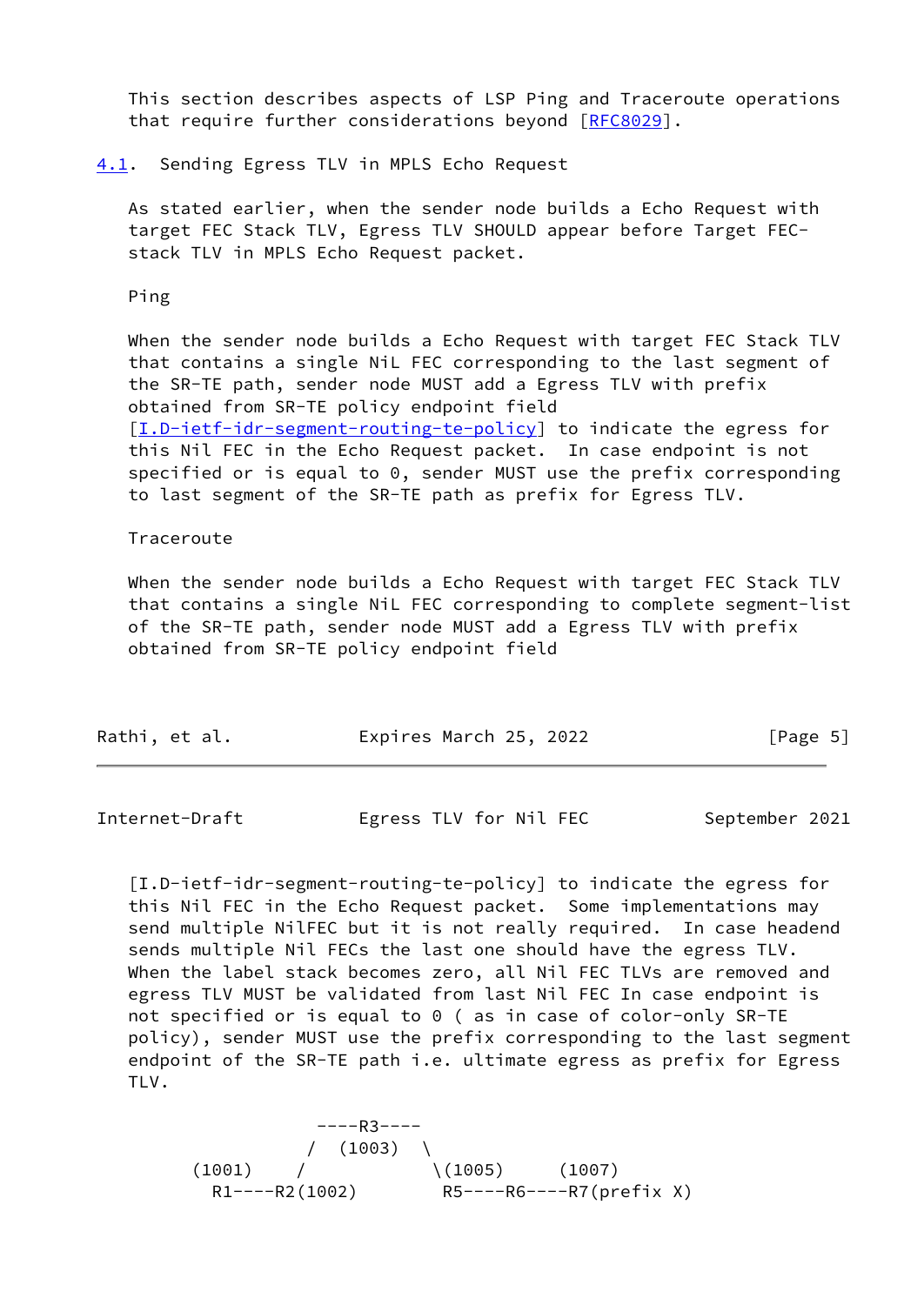This section describes aspects of LSP Ping and Traceroute operations that require further considerations beyond [RFC8029].

## 4.1. Sending Egress TLV in MPLS Echo Request

As stated earlier, when the sender node builds a Echo Request with target FEC Stack TLV, Egress TLV SHOULD appear before Target FEC-stack TLV in MPLS Echo Request packet.

Ping

When the sender node builds a Echo Request with target FEC Stack TLV that contains a single NiL FEC corresponding to the last segment of the SR-TE path, sender node MUST add a Egress TLV with prefix obtained from SR-TE policy endpoint field [I.D-ietf-idr-segment-routing-te-policy] to indicate the egress for this Nil FEC in the Echo Request packet. In case endpoint is not specified or is equal to 0, sender MUST use the prefix corresponding to last segment of the SR-TE path as prefix for Egress TLV.

Traceroute

When the sender node builds a Echo Request with target FEC Stack TLV that contains a single NiL FEC corresponding to complete segment-list of the SR-TE path, sender node MUST add a Egress TLV with prefix obtained from SR-TE policy endpoint field [I.D-ietf-idr-segment-routing-te-policy] to indicate the egress for this Nil FEC in the Echo Request packet. Some implementations may send multiple NilFEC but it is not really required. In case headend sends multiple Nil FECs the last one should have the egress TLV. When the label stack becomes zero, all Nil FEC TLVs are removed and egress TLV MUST be validated from last Nil FEC In case endpoint is not specified or is equal to 0 ( as in case of color-only SR-TE policy), sender MUST use the prefix corresponding to the last segment endpoint of the SR-TE path i.e. ultimate egress as prefix for Egress TLV.

```
                ----R3----
               /  (1003)  \
      (1001)    /            \(1005)     (1007)
        R1----R2(1002)        R5----R6----R7(prefix X)
```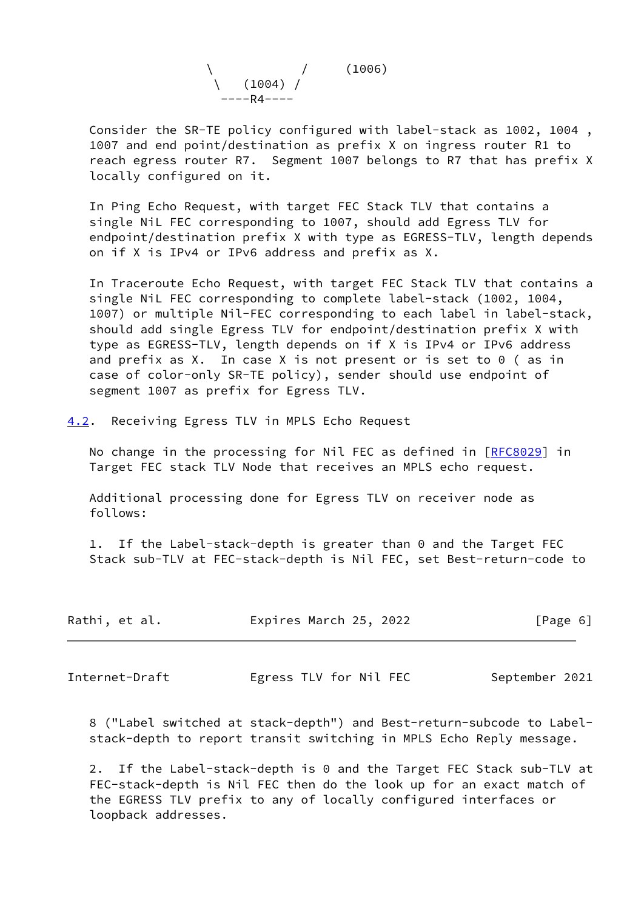```
                  \            /     (1006)
                   \   (1004) /
                    ----R4----
```

Consider the SR-TE policy configured with label-stack as 1002, 1004 , 1007 and end point/destination as prefix X on ingress router R1 to reach egress router R7. Segment 1007 belongs to R7 that has prefix X locally configured on it.

In Ping Echo Request, with target FEC Stack TLV that contains a single NiL FEC corresponding to 1007, should add Egress TLV for endpoint/destination prefix X with type as EGRESS-TLV, length depends on if X is IPv4 or IPv6 address and prefix as X.

In Traceroute Echo Request, with target FEC Stack TLV that contains a single NiL FEC corresponding to complete label-stack (1002, 1004, 1007) or multiple Nil-FEC corresponding to each label in label-stack, should add single Egress TLV for endpoint/destination prefix X with type as EGRESS-TLV, length depends on if X is IPv4 or IPv6 address and prefix as X. In case X is not present or is set to 0 ( as in case of color-only SR-TE policy), sender should use endpoint of segment 1007 as prefix for Egress TLV.

## 4.2. Receiving Egress TLV in MPLS Echo Request

No change in the processing for Nil FEC as defined in [RFC8029] in Target FEC stack TLV Node that receives an MPLS echo request.

Additional processing done for Egress TLV on receiver node as follows:

1. If the Label-stack-depth is greater than 0 and the Target FEC Stack sub-TLV at FEC-stack-depth is Nil FEC, set Best-return-code to 8 ("Label switched at stack-depth") and Best-return-subcode to Label-stack-depth to report transit switching in MPLS Echo Reply message.

2. If the Label-stack-depth is 0 and the Target FEC Stack sub-TLV at FEC-stack-depth is Nil FEC then do the look up for an exact match of the EGRESS TLV prefix to any of locally configured interfaces or loopback addresses.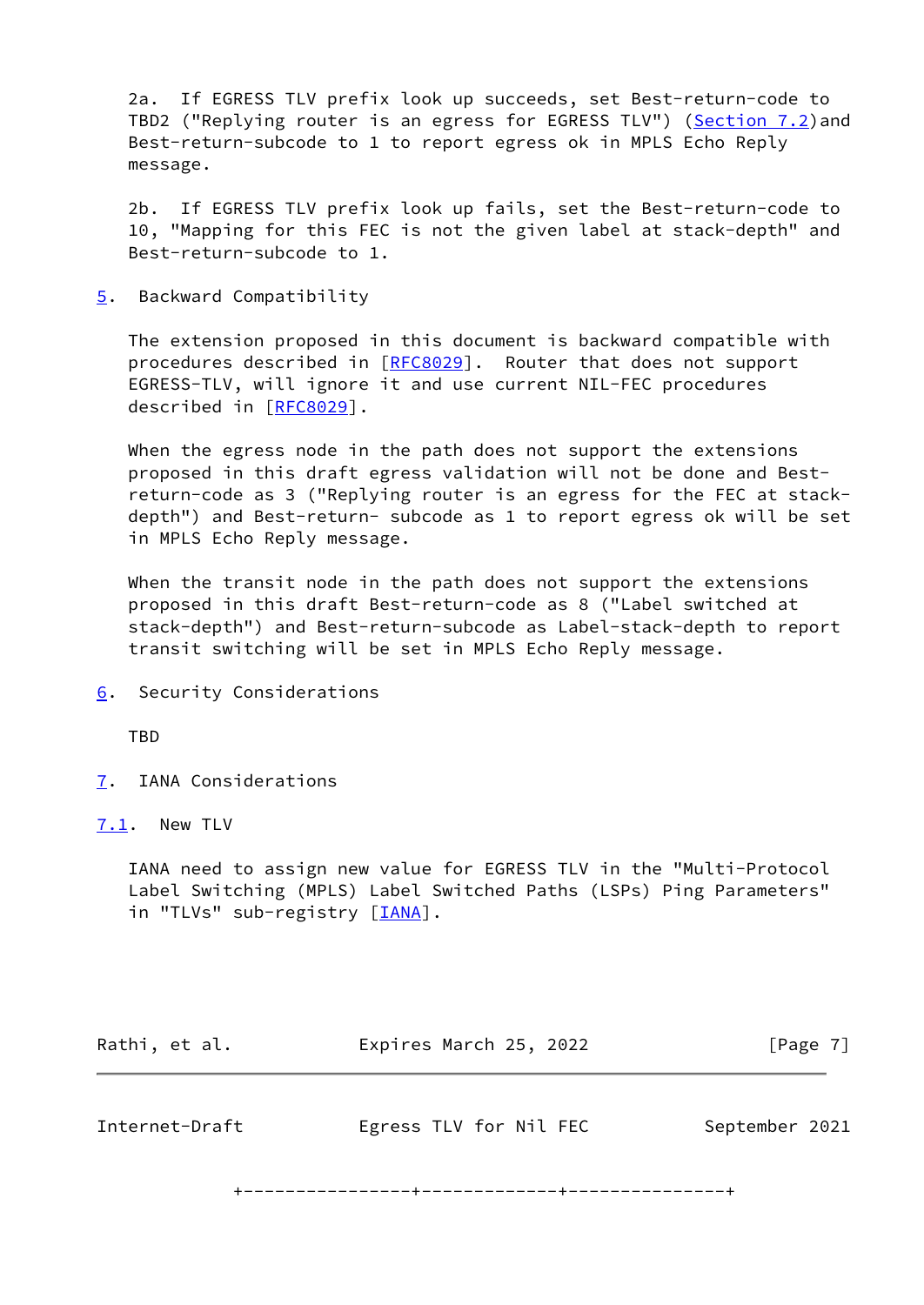2a. If EGRESS TLV prefix look up succeeds, set Best-return-code to TBD2 ("Replying router is an egress for EGRESS TLV") (Section 7.2) and Best-return-subcode to 1 to report egress ok in MPLS Echo Reply message.

2b. If EGRESS TLV prefix look up fails, set the Best-return-code to 10, "Mapping for this FEC is not the given label at stack-depth" and Best-return-subcode to 1.

## 5. Backward Compatibility

The extension proposed in this document is backward compatible with procedures described in [RFC8029]. Router that does not support EGRESS-TLV, will ignore it and use current NIL-FEC procedures described in [RFC8029].

When the egress node in the path does not support the extensions proposed in this draft egress validation will not be done and Best-return-code as 3 ("Replying router is an egress for the FEC at stack-depth") and Best-return- subcode as 1 to report egress ok will be set in MPLS Echo Reply message.

When the transit node in the path does not support the extensions proposed in this draft Best-return-code as 8 ("Label switched at stack-depth") and Best-return-subcode as Label-stack-depth to report transit switching will be set in MPLS Echo Reply message.

## 6. Security Considerations

TBD

## 7. IANA Considerations

### 7.1. New TLV

IANA need to assign new value for EGRESS TLV in the "Multi-Protocol Label Switching (MPLS) Label Switched Paths (LSPs) Ping Parameters" in "TLVs" sub-registry [IANA].

```
          +----------------+-------------+---------------+
```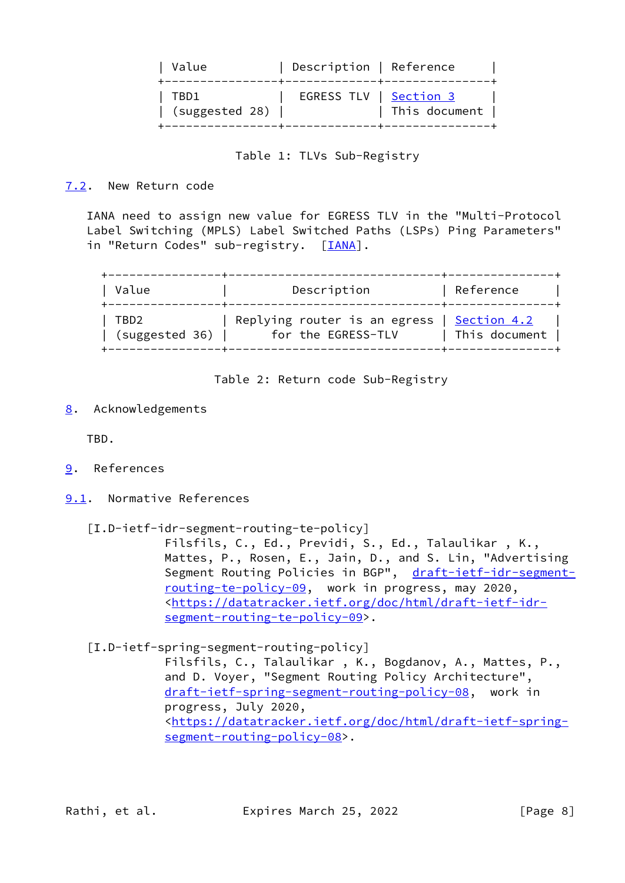| Value | Description | Reference |
|---|---|---|
| TBD1 (suggested 28) | EGRESS TLV | Section 3 This document |

Table 1: TLVs Sub-Registry

## 7.2. New Return code

IANA need to assign new value for EGRESS TLV in the "Multi-Protocol Label Switching (MPLS) Label Switched Paths (LSPs) Ping Parameters" in "Return Codes" sub-registry. [IANA].

| Value | Description | Reference |
|---|---|---|
| TBD2 (suggested 36) | Replying router is an egress for the EGRESS-TLV | Section 4.2 This document |

Table 2: Return code Sub-Registry

# 8. Acknowledgements

TBD.

# 9. References

## 9.1. Normative References

[I.D-ietf-idr-segment-routing-te-policy]
Filsfils, C., Ed., Previdi, S., Ed., Talaulikar , K., Mattes, P., Rosen, E., Jain, D., and S. Lin, "Advertising Segment Routing Policies in BGP", draft-ietf-idr-segment-routing-te-policy-09, work in progress, may 2020, <https://datatracker.ietf.org/doc/html/draft-ietf-idr-segment-routing-te-policy-09>.

[I.D-ietf-spring-segment-routing-policy]
Filsfils, C., Talaulikar , K., Bogdanov, A., Mattes, P., and D. Voyer, "Segment Routing Policy Architecture", draft-ietf-spring-segment-routing-policy-08, work in progress, July 2020, <https://datatracker.ietf.org/doc/html/draft-ietf-spring-segment-routing-policy-08>.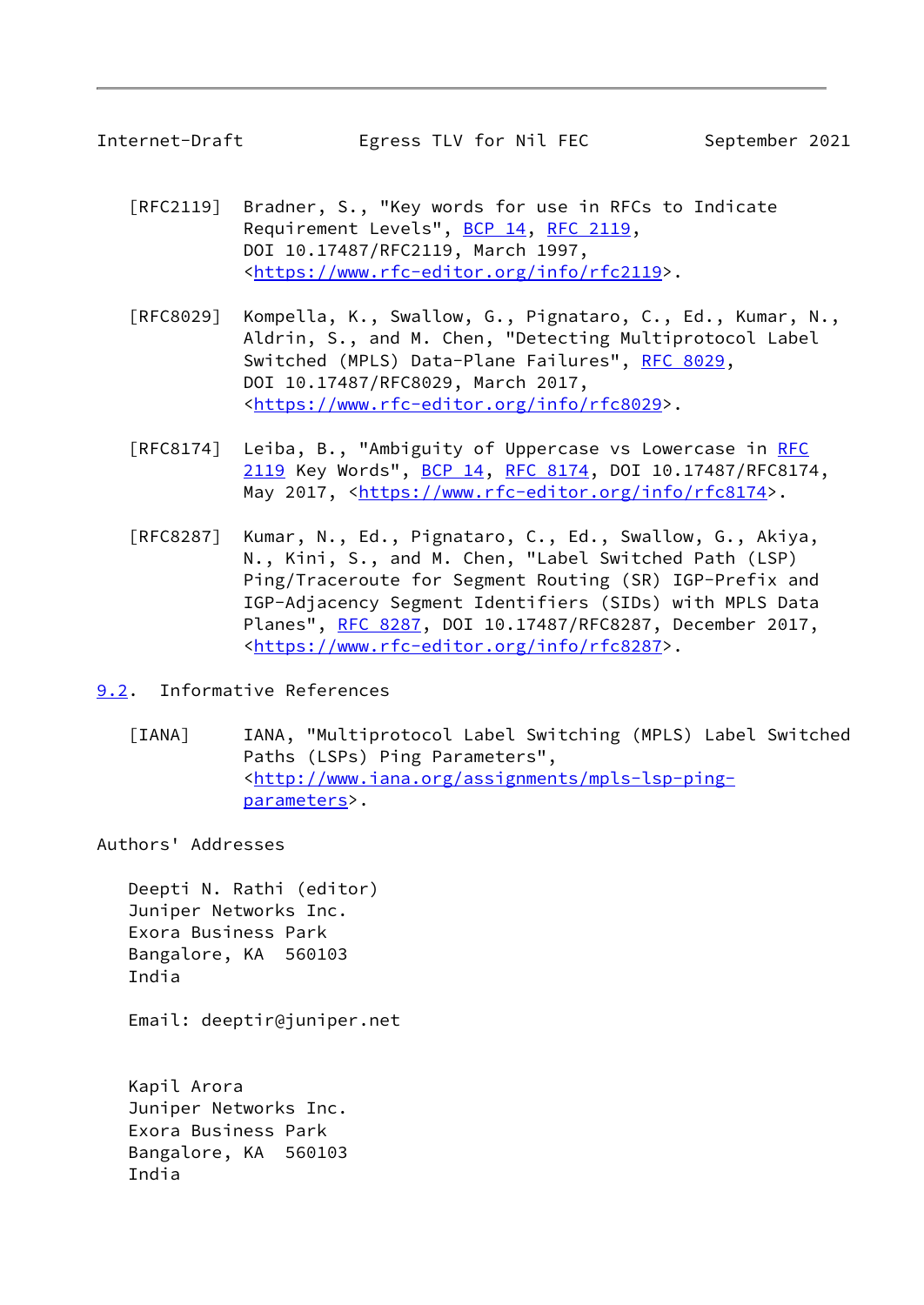[RFC2119] Bradner, S., "Key words for use in RFCs to Indicate Requirement Levels", BCP 14, RFC 2119, DOI 10.17487/RFC2119, March 1997, <https://www.rfc-editor.org/info/rfc2119>.

[RFC8029] Kompella, K., Swallow, G., Pignataro, C., Ed., Kumar, N., Aldrin, S., and M. Chen, "Detecting Multiprotocol Label Switched (MPLS) Data-Plane Failures", RFC 8029, DOI 10.17487/RFC8029, March 2017, <https://www.rfc-editor.org/info/rfc8029>.

[RFC8174] Leiba, B., "Ambiguity of Uppercase vs Lowercase in RFC 2119 Key Words", BCP 14, RFC 8174, DOI 10.17487/RFC8174, May 2017, <https://www.rfc-editor.org/info/rfc8174>.

[RFC8287] Kumar, N., Ed., Pignataro, C., Ed., Swallow, G., Akiya, N., Kini, S., and M. Chen, "Label Switched Path (LSP) Ping/Traceroute for Segment Routing (SR) IGP-Prefix and IGP-Adjacency Segment Identifiers (SIDs) with MPLS Data Planes", RFC 8287, DOI 10.17487/RFC8287, December 2017, <https://www.rfc-editor.org/info/rfc8287>.

### 9.2. Informative References

[IANA] IANA, "Multiprotocol Label Switching (MPLS) Label Switched Paths (LSPs) Ping Parameters", <http://www.iana.org/assignments/mpls-lsp-ping-parameters>.

## Authors' Addresses

Deepti N. Rathi (editor)
Juniper Networks Inc.
Exora Business Park
Bangalore, KA  560103
India

Email: deeptir@juniper.net

Kapil Arora
Juniper Networks Inc.
Exora Business Park
Bangalore, KA  560103
India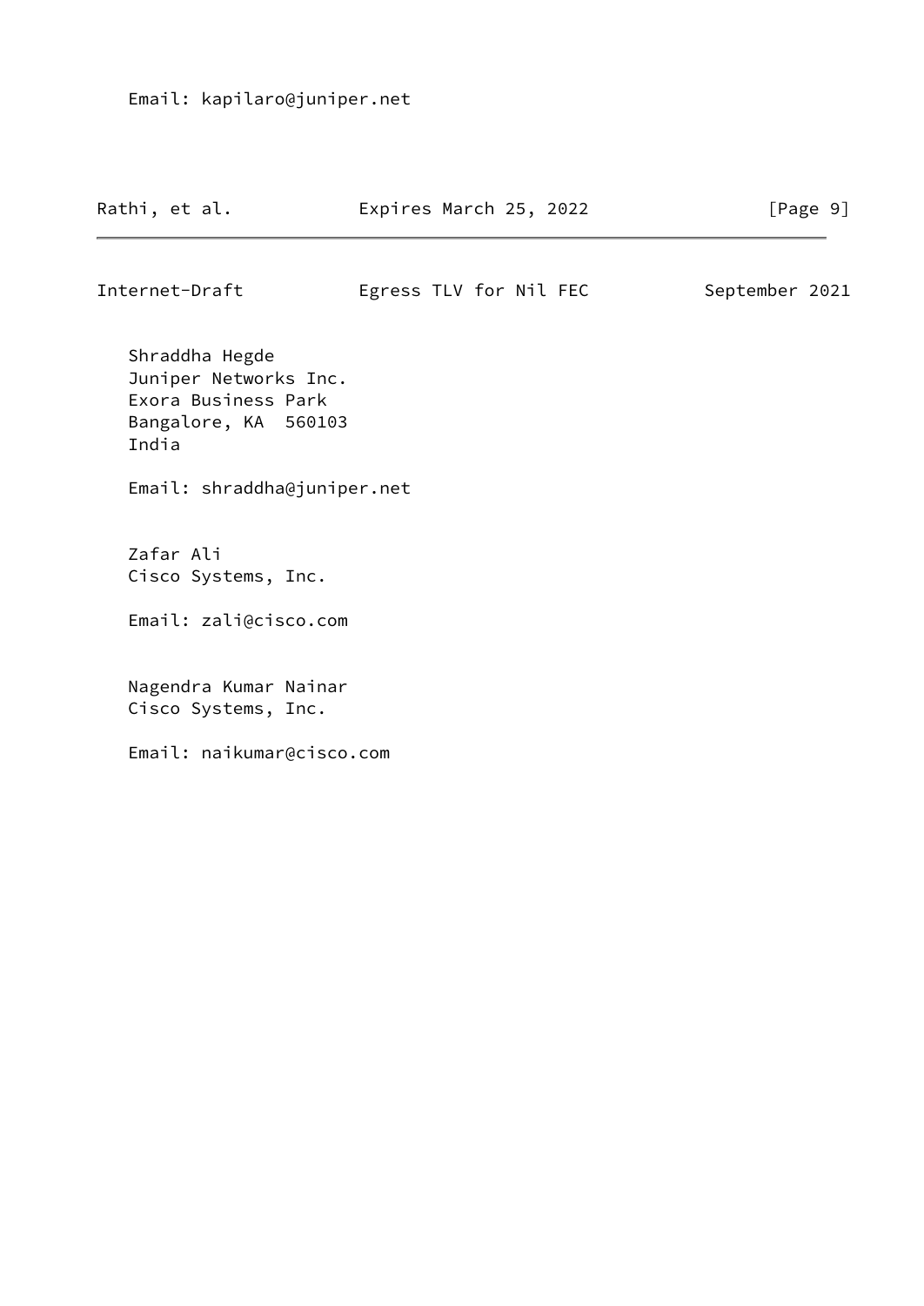Email: kapilaro@juniper.net

Shraddha Hegde
Juniper Networks Inc.
Exora Business Park
Bangalore, KA  560103
India

Email: shraddha@juniper.net

Zafar Ali
Cisco Systems, Inc.

Email: zali@cisco.com

Nagendra Kumar Nainar
Cisco Systems, Inc.

Email: naikumar@cisco.com